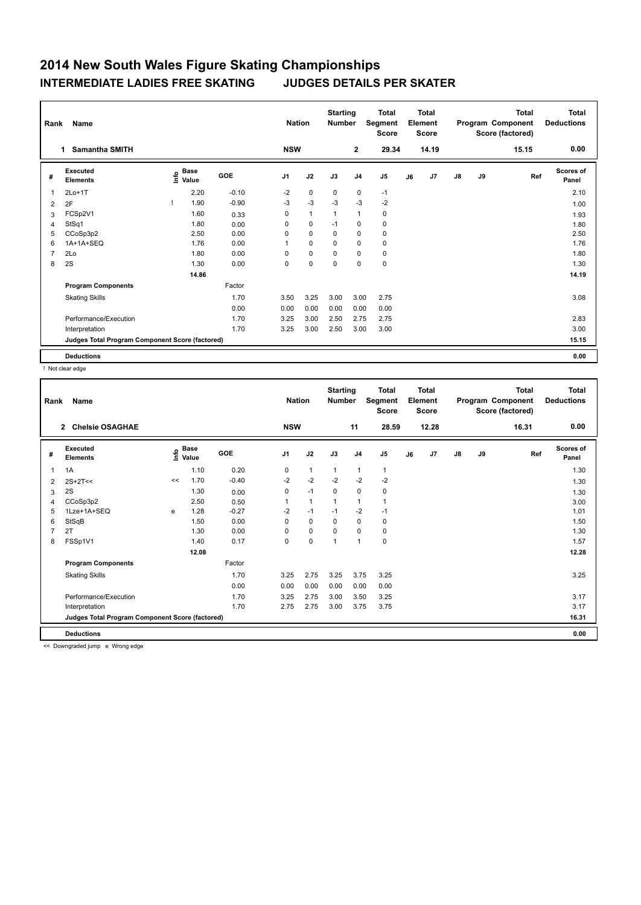# 2014 New South Wales Figure Skating Championships

## INTERMEDIATE LADIES FREE SKATING JUDGES DETAILS PER SKATER

| Rank | Name | Nation | Starting Number | Total Segment Score | Total Element Score | Total Program Component Score (factored) | Total Deductions |
|---|---|---|---|---|---|---|---|
| 1 | Samantha SMITH | NSW | 2 | 29.34 | 14.19 | 15.15 | 0.00 |

| # | Executed Elements | Info | Base Value | GOE | J1 | J2 | J3 | J4 | J5 | J6 | J7 | J8 | J9 | Ref | Scores of Panel |
|---|---|---|---|---|---|---|---|---|---|---|---|---|---|---|---|
| 1 | 2Lo+1T | | 2.20 | -0.10 | -2 | 0 | 0 | 0 | -1 | | | | | | 2.10 |
| 2 | 2F | ! | 1.90 | -0.90 | -3 | -3 | -3 | -3 | -2 | | | | | | 1.00 |
| 3 | FCSp2V1 | | 1.60 | 0.33 | 0 | 1 | 1 | 1 | 0 | | | | | | 1.93 |
| 4 | StSq1 | | 1.80 | 0.00 | 0 | 0 | -1 | 0 | 0 | | | | | | 1.80 |
| 5 | CCoSp3p2 | | 2.50 | 0.00 | 0 | 0 | 0 | 0 | 0 | | | | | | 2.50 |
| 6 | 1A+1A+SEQ | | 1.76 | 0.00 | 1 | 0 | 0 | 0 | 0 | | | | | | 1.76 |
| 7 | 2Lo | | 1.80 | 0.00 | 0 | 0 | 0 | 0 | 0 | | | | | | 1.80 |
| 8 | 2S | | 1.30 | 0.00 | 0 | 0 | 0 | 0 | 0 | | | | | | 1.30 |
| | | | 14.86 | | | | | | | | | | | | 14.19 |
| | Program Components | | | Factor | | | | | | | | | | | |
| | Skating Skills | | | 1.70 | 3.50 | 3.25 | 3.00 | 3.00 | 2.75 | | | | | | 3.08 |
| | | | | 0.00 | 0.00 | 0.00 | 0.00 | 0.00 | 0.00 | | | | | | |
| | Performance/Execution | | | 1.70 | 3.25 | 3.00 | 2.50 | 2.75 | 2.75 | | | | | | 2.83 |
| | Interpretation | | | 1.70 | 3.25 | 3.00 | 2.50 | 3.00 | 3.00 | | | | | | 3.00 |
| | Judges Total Program Component Score (factored) | | | | | | | | | | | | | | 15.15 |
| | Deductions | | | | | | | | | | | | | | 0.00 |

! Not clear edge

| Rank | Name | Nation | Starting Number | Total Segment Score | Total Element Score | Total Program Component Score (factored) | Total Deductions |
|---|---|---|---|---|---|---|---|
| 2 | Chelsie OSAGHAE | NSW | 11 | 28.59 | 12.28 | 16.31 | 0.00 |

| # | Executed Elements | Info | Base Value | GOE | J1 | J2 | J3 | J4 | J5 | J6 | J7 | J8 | J9 | Ref | Scores of Panel |
|---|---|---|---|---|---|---|---|---|---|---|---|---|---|---|---|
| 1 | 1A | | 1.10 | 0.20 | 0 | 1 | 1 | 1 | 1 | | | | | | 1.30 |
| 2 | 2S+2T<< | << | 1.70 | -0.40 | -2 | -2 | -2 | -2 | -2 | | | | | | 1.30 |
| 3 | 2S | | 1.30 | 0.00 | 0 | -1 | 0 | 0 | 0 | | | | | | 1.30 |
| 4 | CCoSp3p2 | | 2.50 | 0.50 | 1 | 1 | 1 | 1 | 1 | | | | | | 3.00 |
| 5 | 1Lze+1A+SEQ | e | 1.28 | -0.27 | -2 | -1 | -1 | -2 | -1 | | | | | | 1.01 |
| 6 | StSqB | | 1.50 | 0.00 | 0 | 0 | 0 | 0 | 0 | | | | | | 1.50 |
| 7 | 2T | | 1.30 | 0.00 | 0 | 0 | 0 | 0 | 0 | | | | | | 1.30 |
| 8 | FSSp1V1 | | 1.40 | 0.17 | 0 | 0 | 1 | 1 | 0 | | | | | | 1.57 |
| | | | 12.08 | | | | | | | | | | | | 12.28 |
| | Program Components | | | Factor | | | | | | | | | | | |
| | Skating Skills | | | 1.70 | 3.25 | 2.75 | 3.25 | 3.75 | 3.25 | | | | | | 3.25 |
| | | | | 0.00 | 0.00 | 0.00 | 0.00 | 0.00 | 0.00 | | | | | | |
| | Performance/Execution | | | 1.70 | 3.25 | 2.75 | 3.00 | 3.50 | 3.25 | | | | | | 3.17 |
| | Interpretation | | | 1.70 | 2.75 | 2.75 | 3.00 | 3.75 | 3.75 | | | | | | 3.17 |
| | Judges Total Program Component Score (factored) | | | | | | | | | | | | | | 16.31 |
| | Deductions | | | | | | | | | | | | | | 0.00 |

<< Downgraded jump e Wrong edge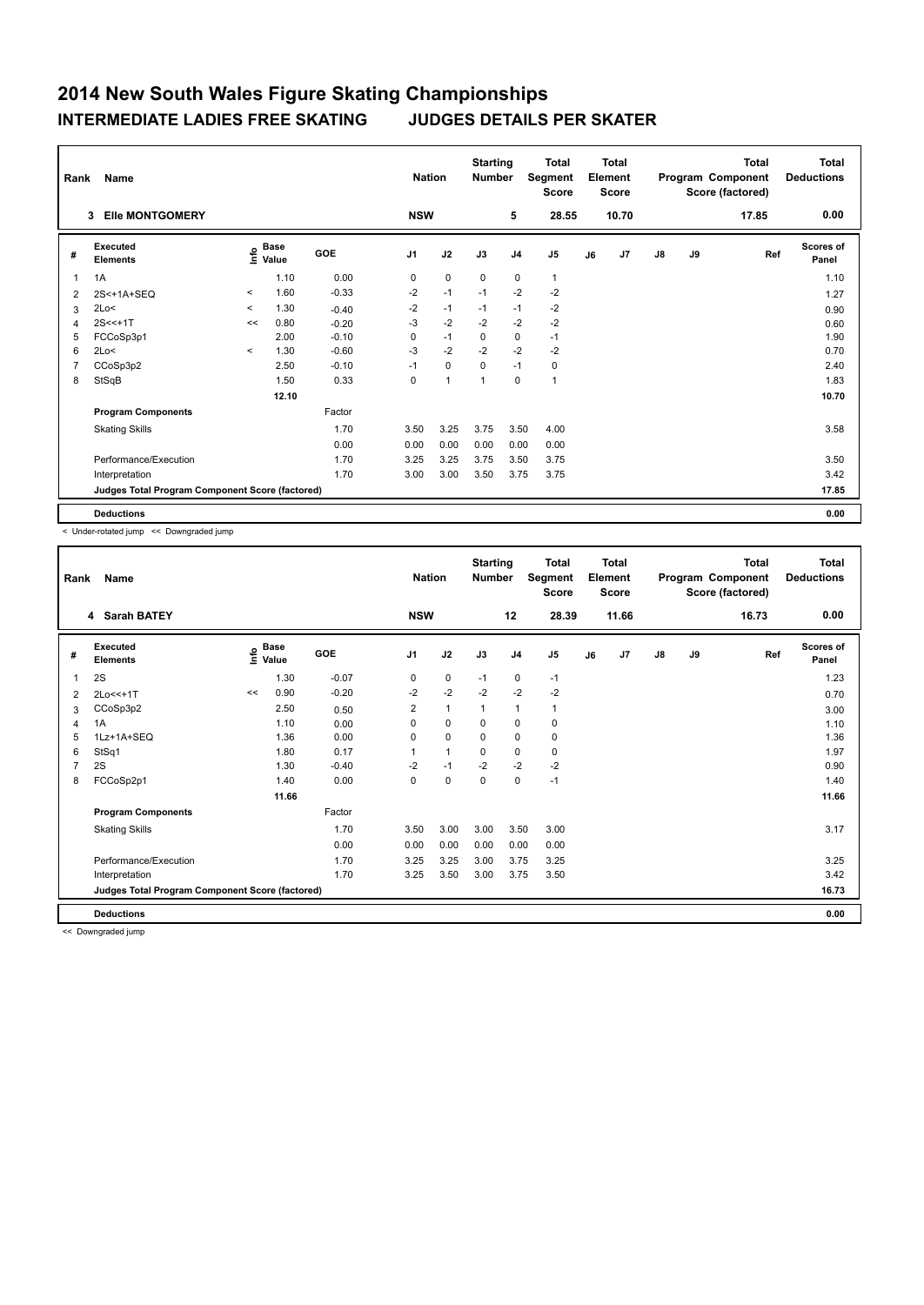# 2014 New South Wales Figure Skating Championships

## INTERMEDIATE LADIES FREE SKATING JUDGES DETAILS PER SKATER

| Rank | Name | Nation | Starting Number | Total Segment Score | Total Element Score | Total Program Component Score (factored) | Total Deductions |
|---|---|---|---|---|---|---|---|
| 3 | Elle MONTGOMERY | NSW | 5 | 28.55 | 10.70 | 17.85 | 0.00 |

| # | Executed Elements | Info | Base Value | GOE | J1 | J2 | J3 | J4 | J5 | J6 | J7 | J8 | J9 | Ref | Scores of Panel |
|---|---|---|---|---|---|---|---|---|---|---|---|---|---|---|---|
| 1 | 1A | | 1.10 | 0.00 | 0 | 0 | 0 | 0 | 1 | | | | | | 1.10 |
| 2 | 2S<+1A+SEQ | < | 1.60 | -0.33 | -2 | -1 | -1 | -2 | -2 | | | | | | 1.27 |
| 3 | 2Lo< | < | 1.30 | -0.40 | -2 | -1 | -1 | -1 | -2 | | | | | | 0.90 |
| 4 | 2S<<+1T | << | 0.80 | -0.20 | -3 | -2 | -2 | -2 | -2 | | | | | | 0.60 |
| 5 | FCCoSp3p1 | | 2.00 | -0.10 | 0 | -1 | 0 | 0 | -1 | | | | | | 1.90 |
| 6 | 2Lo< | < | 1.30 | -0.60 | -3 | -2 | -2 | -2 | -2 | | | | | | 0.70 |
| 7 | CCoSp3p2 | | 2.50 | -0.10 | -1 | 0 | 0 | -1 | 0 | | | | | | 2.40 |
| 8 | StSqB | | 1.50 | 0.33 | 0 | 1 | 1 | 0 | 1 | | | | | | 1.83 |
| | | | 12.10 | | | | | | | | | | | | 10.70 |
| | **Program Components** | | | Factor | | | | | | | | | | | |
| | Skating Skills | | | 1.70 | 3.50 | 3.25 | 3.75 | 3.50 | 4.00 | | | | | | 3.58 |
| | | | | 0.00 | 0.00 | 0.00 | 0.00 | 0.00 | 0.00 | | | | | | |
| | Performance/Execution | | | 1.70 | 3.25 | 3.25 | 3.75 | 3.50 | 3.75 | | | | | | 3.50 |
| | Interpretation | | | 1.70 | 3.00 | 3.00 | 3.50 | 3.75 | 3.75 | | | | | | 3.42 |
| | **Judges Total Program Component Score (factored)** | | | | | | | | | | | | | | 17.85 |
| | **Deductions** | | | | | | | | | | | | | | 0.00 |

< Under-rotated jump << Downgraded jump

| Rank | Name | Nation | Starting Number | Total Segment Score | Total Element Score | Total Program Component Score (factored) | Total Deductions |
|---|---|---|---|---|---|---|---|
| 4 | Sarah BATEY | NSW | 12 | 28.39 | 11.66 | 16.73 | 0.00 |

| # | Executed Elements | Info | Base Value | GOE | J1 | J2 | J3 | J4 | J5 | J6 | J7 | J8 | J9 | Ref | Scores of Panel |
|---|---|---|---|---|---|---|---|---|---|---|---|---|---|---|---|
| 1 | 2S | | 1.30 | -0.07 | 0 | 0 | -1 | 0 | -1 | | | | | | 1.23 |
| 2 | 2Lo<<+1T | << | 0.90 | -0.20 | -2 | -2 | -2 | -2 | -2 | | | | | | 0.70 |
| 3 | CCoSp3p2 | | 2.50 | 0.50 | 2 | 1 | 1 | 1 | 1 | | | | | | 3.00 |
| 4 | 1A | | 1.10 | 0.00 | 0 | 0 | 0 | 0 | 0 | | | | | | 1.10 |
| 5 | 1Lz+1A+SEQ | | 1.36 | 0.00 | 0 | 0 | 0 | 0 | 0 | | | | | | 1.36 |
| 6 | StSq1 | | 1.80 | 0.17 | 1 | 1 | 0 | 0 | 0 | | | | | | 1.97 |
| 7 | 2S | | 1.30 | -0.40 | -2 | -1 | -2 | -2 | -2 | | | | | | 0.90 |
| 8 | FCCoSp2p1 | | 1.40 | 0.00 | 0 | 0 | 0 | 0 | -1 | | | | | | 1.40 |
| | | | 11.66 | | | | | | | | | | | | 11.66 |
| | **Program Components** | | | Factor | | | | | | | | | | | |
| | Skating Skills | | | 1.70 | 3.50 | 3.00 | 3.00 | 3.50 | 3.00 | | | | | | 3.17 |
| | | | | 0.00 | 0.00 | 0.00 | 0.00 | 0.00 | 0.00 | | | | | | |
| | Performance/Execution | | | 1.70 | 3.25 | 3.25 | 3.00 | 3.75 | 3.25 | | | | | | 3.25 |
| | Interpretation | | | 1.70 | 3.25 | 3.50 | 3.00 | 3.75 | 3.50 | | | | | | 3.42 |
| | **Judges Total Program Component Score (factored)** | | | | | | | | | | | | | | 16.73 |
| | **Deductions** | | | | | | | | | | | | | | 0.00 |

<< Downgraded jump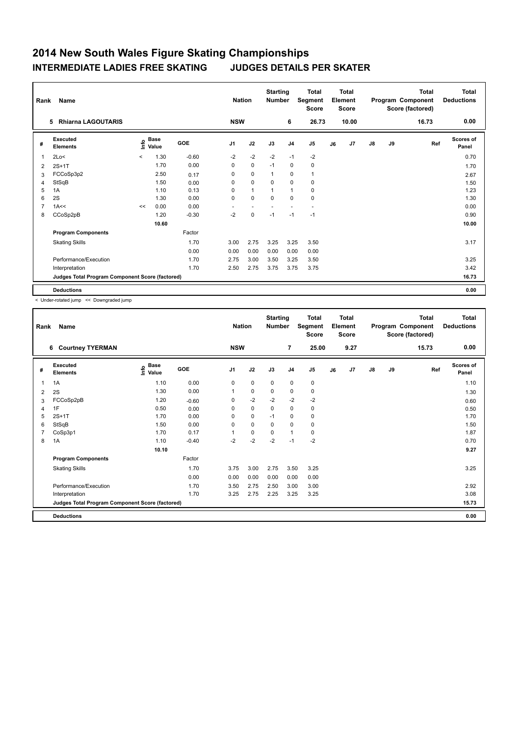# 2014 New South Wales Figure Skating Championships

## INTERMEDIATE LADIES FREE SKATING — JUDGES DETAILS PER SKATER

| Rank | Name | Nation | Starting Number | Total Segment Score | Total Element Score | Total Program Component Score (factored) | Total Deductions |
|---|---|---|---|---|---|---|---|
| 5 | Rhiarna LAGOUTARIS | NSW | 6 | 26.73 | 10.00 | 16.73 | 0.00 |

| # | Executed Elements | Info | Base Value | GOE | J1 | J2 | J3 | J4 | J5 | J6 | J7 | J8 | J9 | Ref | Scores of Panel |
|---|---|---|---|---|---|---|---|---|---|---|---|---|---|---|---|
| 1 | 2Lo< | < | 1.30 | -0.60 | -2 | -2 | -2 | -1 | -2 | | | | | | 0.70 |
| 2 | 2S+1T | | 1.70 | 0.00 | 0 | 0 | -1 | 0 | 0 | | | | | | 1.70 |
| 3 | FCCoSp3p2 | | 2.50 | 0.17 | 0 | 0 | 1 | 0 | 1 | | | | | | 2.67 |
| 4 | StSqB | | 1.50 | 0.00 | 0 | 0 | 0 | 0 | 0 | | | | | | 1.50 |
| 5 | 1A | | 1.10 | 0.13 | 0 | 1 | 1 | 1 | 0 | | | | | | 1.23 |
| 6 | 2S | | 1.30 | 0.00 | 0 | 0 | 0 | 0 | 0 | | | | | | 1.30 |
| 7 | 1A<< | << | 0.00 | 0.00 | - | - | - | - | - | | | | | | 0.00 |
| 8 | CCoSp2pB | | 1.20 | -0.30 | -2 | 0 | -1 | -1 | -1 | | | | | | 0.90 |
| | | | 10.60 | | | | | | | | | | | | 10.00 |
| | **Program Components** | | | Factor | | | | | | | | | | | |
| | Skating Skills | | | 1.70 | 3.00 | 2.75 | 3.25 | 3.25 | 3.50 | | | | | | 3.17 |
| | | | | 0.00 | 0.00 | 0.00 | 0.00 | 0.00 | 0.00 | | | | | | |
| | Performance/Execution | | | 1.70 | 2.75 | 3.00 | 3.50 | 3.25 | 3.50 | | | | | | 3.25 |
| | Interpretation | | | 1.70 | 2.50 | 2.75 | 3.75 | 3.75 | 3.75 | | | | | | 3.42 |
| | **Judges Total Program Component Score (factored)** | | | | | | | | | | | | | | 16.73 |
| | **Deductions** | | | | | | | | | | | | | | 0.00 |

< Under-rotated jump << Downgraded jump

| Rank | Name | Nation | Starting Number | Total Segment Score | Total Element Score | Total Program Component Score (factored) | Total Deductions |
|---|---|---|---|---|---|---|---|
| 6 | Courtney TYERMAN | NSW | 7 | 25.00 | 9.27 | 15.73 | 0.00 |

| # | Executed Elements | Info | Base Value | GOE | J1 | J2 | J3 | J4 | J5 | J6 | J7 | J8 | J9 | Ref | Scores of Panel |
|---|---|---|---|---|---|---|---|---|---|---|---|---|---|---|---|
| 1 | 1A | | 1.10 | 0.00 | 0 | 0 | 0 | 0 | 0 | | | | | | 1.10 |
| 2 | 2S | | 1.30 | 0.00 | 1 | 0 | 0 | 0 | 0 | | | | | | 1.30 |
| 3 | FCCoSp2pB | | 1.20 | -0.60 | 0 | -2 | -2 | -2 | -2 | | | | | | 0.60 |
| 4 | 1F | | 0.50 | 0.00 | 0 | 0 | 0 | 0 | 0 | | | | | | 0.50 |
| 5 | 2S+1T | | 1.70 | 0.00 | 0 | 0 | -1 | 0 | 0 | | | | | | 1.70 |
| 6 | StSqB | | 1.50 | 0.00 | 0 | 0 | 0 | 0 | 0 | | | | | | 1.50 |
| 7 | CoSp3p1 | | 1.70 | 0.17 | 1 | 0 | 0 | 1 | 0 | | | | | | 1.87 |
| 8 | 1A | | 1.10 | -0.40 | -2 | -2 | -2 | -1 | -2 | | | | | | 0.70 |
| | | | 10.10 | | | | | | | | | | | | 9.27 |
| | **Program Components** | | | Factor | | | | | | | | | | | |
| | Skating Skills | | | 1.70 | 3.75 | 3.00 | 2.75 | 3.50 | 3.25 | | | | | | 3.25 |
| | | | | 0.00 | 0.00 | 0.00 | 0.00 | 0.00 | 0.00 | | | | | | |
| | Performance/Execution | | | 1.70 | 3.50 | 2.75 | 2.50 | 3.00 | 3.00 | | | | | | 2.92 |
| | Interpretation | | | 1.70 | 3.25 | 2.75 | 2.25 | 3.25 | 3.25 | | | | | | 3.08 |
| | **Judges Total Program Component Score (factored)** | | | | | | | | | | | | | | 15.73 |
| | **Deductions** | | | | | | | | | | | | | | 0.00 |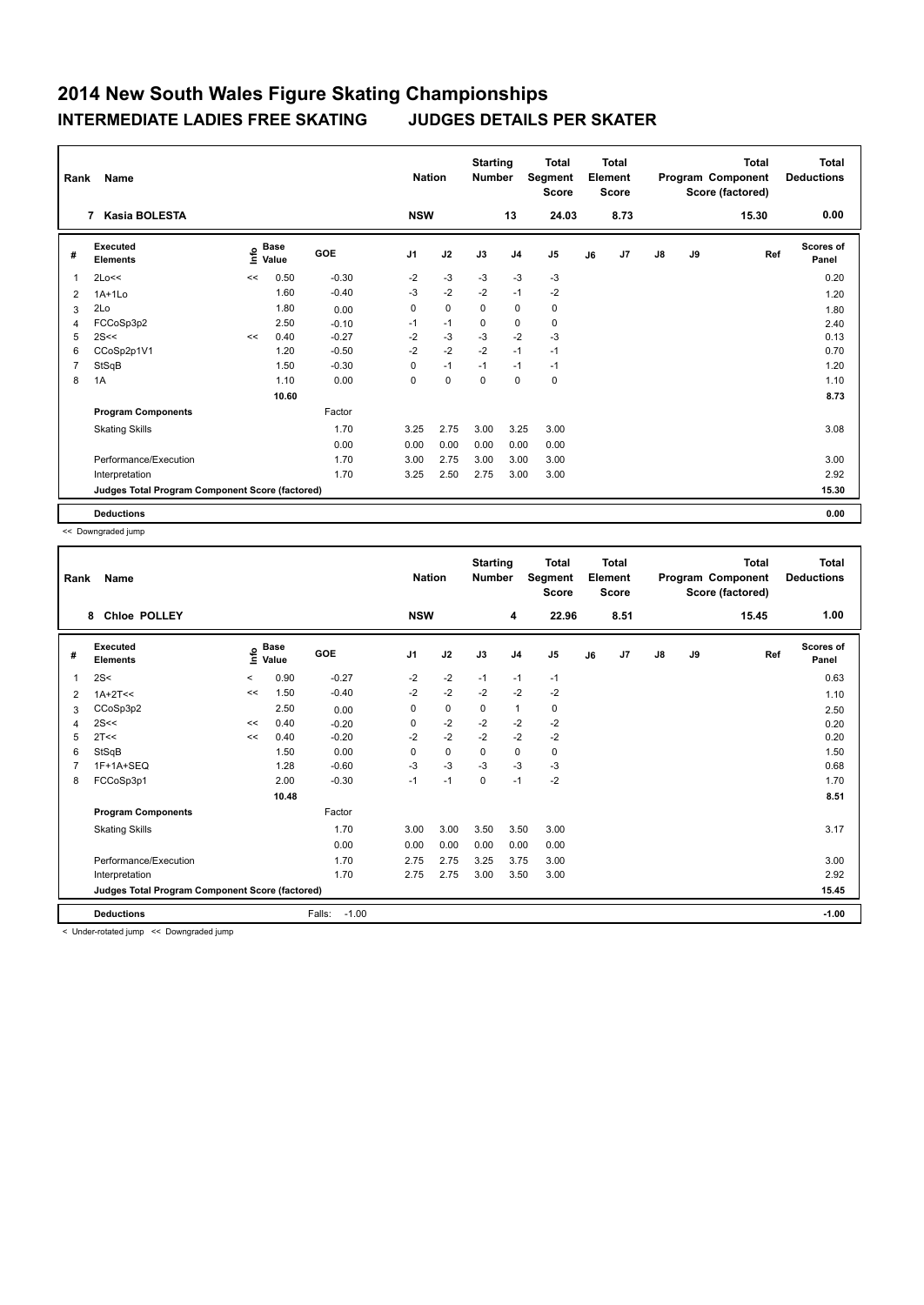# 2014 New South Wales Figure Skating Championships

## INTERMEDIATE LADIES FREE SKATING JUDGES DETAILS PER SKATER

| Rank | Name | Nation | Starting Number | Total Segment Score | Total Element Score | Total Program Component Score (factored) | Total Deductions |
|---|---|---|---|---|---|---|---|
| 7 | Kasia BOLESTA | NSW | 13 | 24.03 | 8.73 | 15.30 | 0.00 |

| # | Executed Elements | Info | Base Value | GOE | J1 | J2 | J3 | J4 | J5 | J6 | J7 | J8 | J9 | Ref | Scores of Panel |
|---|---|---|---|---|---|---|---|---|---|---|---|---|---|---|---|
| 1 | 2Lo<< | << | 0.50 | -0.30 | -2 | -3 | -3 | -3 | -3 | | | | | | 0.20 |
| 2 | 1A+1Lo | | 1.60 | -0.40 | -3 | -2 | -2 | -1 | -2 | | | | | | 1.20 |
| 3 | 2Lo | | 1.80 | 0.00 | 0 | 0 | 0 | 0 | 0 | | | | | | 1.80 |
| 4 | FCCoSp3p2 | | 2.50 | -0.10 | -1 | -1 | 0 | 0 | 0 | | | | | | 2.40 |
| 5 | 2S<< | << | 0.40 | -0.27 | -2 | -3 | -3 | -2 | -3 | | | | | | 0.13 |
| 6 | CCoSp2p1V1 | | 1.20 | -0.50 | -2 | -2 | -2 | -1 | -1 | | | | | | 0.70 |
| 7 | StSqB | | 1.50 | -0.30 | 0 | -1 | -1 | -1 | -1 | | | | | | 1.20 |
| 8 | 1A | | 1.10 | 0.00 | 0 | 0 | 0 | 0 | 0 | | | | | | 1.10 |
| | | | 10.60 | | | | | | | | | | | | 8.73 |
| | Program Components | | | Factor | | | | | | | | | | | |
| | Skating Skills | | | 1.70 | 3.25 | 2.75 | 3.00 | 3.25 | 3.00 | | | | | | 3.08 |
| | | | | 0.00 | 0.00 | 0.00 | 0.00 | 0.00 | 0.00 | | | | | | |
| | Performance/Execution | | | 1.70 | 3.00 | 2.75 | 3.00 | 3.00 | 3.00 | | | | | | 3.00 |
| | Interpretation | | | 1.70 | 3.25 | 2.50 | 2.75 | 3.00 | 3.00 | | | | | | 2.92 |
| | Judges Total Program Component Score (factored) | | | | | | | | | | | | | | 15.30 |
| | Deductions | | | | | | | | | | | | | | 0.00 |

<< Downgraded jump

| Rank | Name | Nation | Starting Number | Total Segment Score | Total Element Score | Total Program Component Score (factored) | Total Deductions |
|---|---|---|---|---|---|---|---|
| 8 | Chloe POLLEY | NSW | 4 | 22.96 | 8.51 | 15.45 | 1.00 |

| # | Executed Elements | Info | Base Value | GOE | J1 | J2 | J3 | J4 | J5 | J6 | J7 | J8 | J9 | Ref | Scores of Panel |
|---|---|---|---|---|---|---|---|---|---|---|---|---|---|---|---|
| 1 | 2S< | < | 0.90 | -0.27 | -2 | -2 | -1 | -1 | -1 | | | | | | 0.63 |
| 2 | 1A+2T<< | << | 1.50 | -0.40 | -2 | -2 | -2 | -2 | -2 | | | | | | 1.10 |
| 3 | CCoSp3p2 | | 2.50 | 0.00 | 0 | 0 | 0 | 1 | 0 | | | | | | 2.50 |
| 4 | 2S<< | << | 0.40 | -0.20 | 0 | -2 | -2 | -2 | -2 | | | | | | 0.20 |
| 5 | 2T<< | << | 0.40 | -0.20 | -2 | -2 | -2 | -2 | -2 | | | | | | 0.20 |
| 6 | StSqB | | 1.50 | 0.00 | 0 | 0 | 0 | 0 | 0 | | | | | | 1.50 |
| 7 | 1F+1A+SEQ | | 1.28 | -0.60 | -3 | -3 | -3 | -3 | -3 | | | | | | 0.68 |
| 8 | FCCoSp3p1 | | 2.00 | -0.30 | -1 | -1 | 0 | -1 | -2 | | | | | | 1.70 |
| | | | 10.48 | | | | | | | | | | | | 8.51 |
| | Program Components | | | Factor | | | | | | | | | | | |
| | Skating Skills | | | 1.70 | 3.00 | 3.00 | 3.50 | 3.50 | 3.00 | | | | | | 3.17 |
| | | | | 0.00 | 0.00 | 0.00 | 0.00 | 0.00 | 0.00 | | | | | | |
| | Performance/Execution | | | 1.70 | 2.75 | 2.75 | 3.25 | 3.75 | 3.00 | | | | | | 3.00 |
| | Interpretation | | | 1.70 | 2.75 | 2.75 | 3.00 | 3.50 | 3.00 | | | | | | 2.92 |
| | Judges Total Program Component Score (factored) | | | | | | | | | | | | | | 15.45 |
| | Deductions | | | Falls: -1.00 | | | | | | | | | | | -1.00 |

< Under-rotated jump << Downgraded jump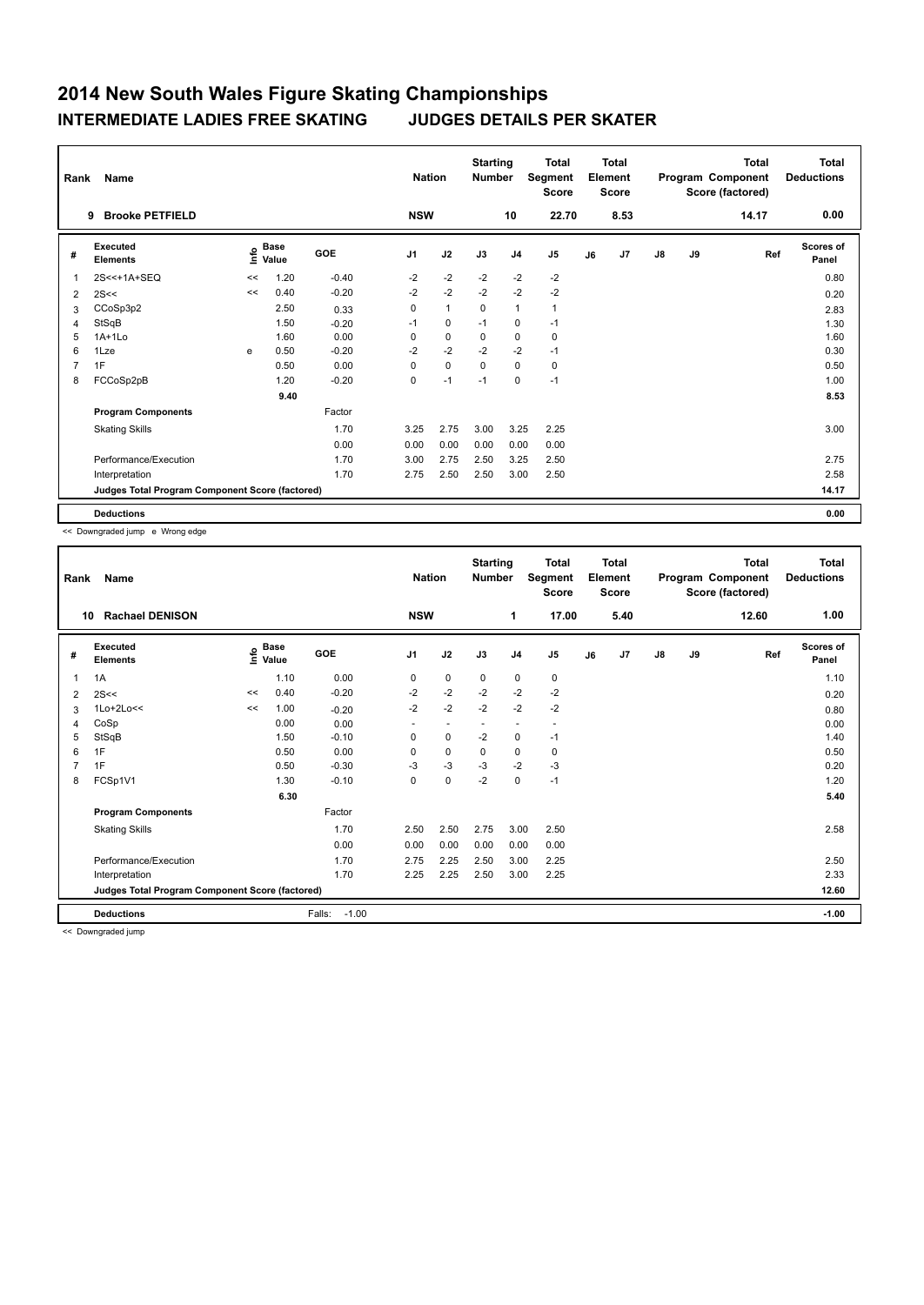# 2014 New South Wales Figure Skating Championships

## INTERMEDIATE LADIES FREE SKATING — JUDGES DETAILS PER SKATER

| Rank | Name | Nation | Starting Number | Total Segment Score | Total Element Score | Total Program Component Score (factored) | Total Deductions |
|---|---|---|---|---|---|---|---|
| 9 | Brooke PETFIELD | NSW | 10 | 22.70 | 8.53 | 14.17 | 0.00 |

| # | Executed Elements | Info | Base Value | GOE | J1 | J2 | J3 | J4 | J5 | J6 | J7 | J8 | J9 | Ref | Scores of Panel |
|---|---|---|---|---|---|---|---|---|---|---|---|---|---|---|---|
| 1 | 2S<<+1A+SEQ | << | 1.20 | -0.40 | -2 | -2 | -2 | -2 | -2 | | | | | | 0.80 |
| 2 | 2S<< | << | 0.40 | -0.20 | -2 | -2 | -2 | -2 | -2 | | | | | | 0.20 |
| 3 | CCoSp3p2 | | 2.50 | 0.33 | 0 | 1 | 0 | 1 | 1 | | | | | | 2.83 |
| 4 | StSqB | | 1.50 | -0.20 | -1 | 0 | -1 | 0 | -1 | | | | | | 1.30 |
| 5 | 1A+1Lo | | 1.60 | 0.00 | 0 | 0 | 0 | 0 | 0 | | | | | | 1.60 |
| 6 | 1Lze | e | 0.50 | -0.20 | -2 | -2 | -2 | -2 | -1 | | | | | | 0.30 |
| 7 | 1F | | 0.50 | 0.00 | 0 | 0 | 0 | 0 | 0 | | | | | | 0.50 |
| 8 | FCCoSp2pB | | 1.20 | -0.20 | 0 | -1 | -1 | 0 | -1 | | | | | | 1.00 |
| | | | 9.40 | | | | | | | | | | | | 8.53 |
| | **Program Components** | | | Factor | | | | | | | | | | | |
| | Skating Skills | | | 1.70 | 3.25 | 2.75 | 3.00 | 3.25 | 2.25 | | | | | | 3.00 |
| | | | | 0.00 | 0.00 | 0.00 | 0.00 | 0.00 | 0.00 | | | | | | |
| | Performance/Execution | | | 1.70 | 3.00 | 2.75 | 2.50 | 3.25 | 2.50 | | | | | | 2.75 |
| | Interpretation | | | 1.70 | 2.75 | 2.50 | 2.50 | 3.00 | 2.50 | | | | | | 2.58 |
| | **Judges Total Program Component Score (factored)** | | | | | | | | | | | | | | 14.17 |
| | **Deductions** | | | | | | | | | | | | | | 0.00 |

<< Downgraded jump e Wrong edge

| Rank | Name | Nation | Starting Number | Total Segment Score | Total Element Score | Total Program Component Score (factored) | Total Deductions |
|---|---|---|---|---|---|---|---|
| 10 | Rachael DENISON | NSW | 1 | 17.00 | 5.40 | 12.60 | 1.00 |

| # | Executed Elements | Info | Base Value | GOE | J1 | J2 | J3 | J4 | J5 | J6 | J7 | J8 | J9 | Ref | Scores of Panel |
|---|---|---|---|---|---|---|---|---|---|---|---|---|---|---|---|
| 1 | 1A | | 1.10 | 0.00 | 0 | 0 | 0 | 0 | 0 | | | | | | 1.10 |
| 2 | 2S<< | << | 0.40 | -0.20 | -2 | -2 | -2 | -2 | -2 | | | | | | 0.20 |
| 3 | 1Lo+2Lo<< | << | 1.00 | -0.20 | -2 | -2 | -2 | -2 | -2 | | | | | | 0.80 |
| 4 | CoSp | | 0.00 | 0.00 | - | - | - | - | - | | | | | | 0.00 |
| 5 | StSqB | | 1.50 | -0.10 | 0 | 0 | -2 | 0 | -1 | | | | | | 1.40 |
| 6 | 1F | | 0.50 | 0.00 | 0 | 0 | 0 | 0 | 0 | | | | | | 0.50 |
| 7 | 1F | | 0.50 | -0.30 | -3 | -3 | -3 | -2 | -3 | | | | | | 0.20 |
| 8 | FCSp1V1 | | 1.30 | -0.10 | 0 | 0 | -2 | 0 | -1 | | | | | | 1.20 |
| | | | 6.30 | | | | | | | | | | | | 5.40 |
| | **Program Components** | | | Factor | | | | | | | | | | | |
| | Skating Skills | | | 1.70 | 2.50 | 2.50 | 2.75 | 3.00 | 2.50 | | | | | | 2.58 |
| | | | | 0.00 | 0.00 | 0.00 | 0.00 | 0.00 | 0.00 | | | | | | |
| | Performance/Execution | | | 1.70 | 2.75 | 2.25 | 2.50 | 3.00 | 2.25 | | | | | | 2.50 |
| | Interpretation | | | 1.70 | 2.25 | 2.25 | 2.50 | 3.00 | 2.25 | | | | | | 2.33 |
| | **Judges Total Program Component Score (factored)** | | | | | | | | | | | | | | 12.60 |
| | **Deductions** | | | Falls: -1.00 | | | | | | | | | | | -1.00 |

<< Downgraded jump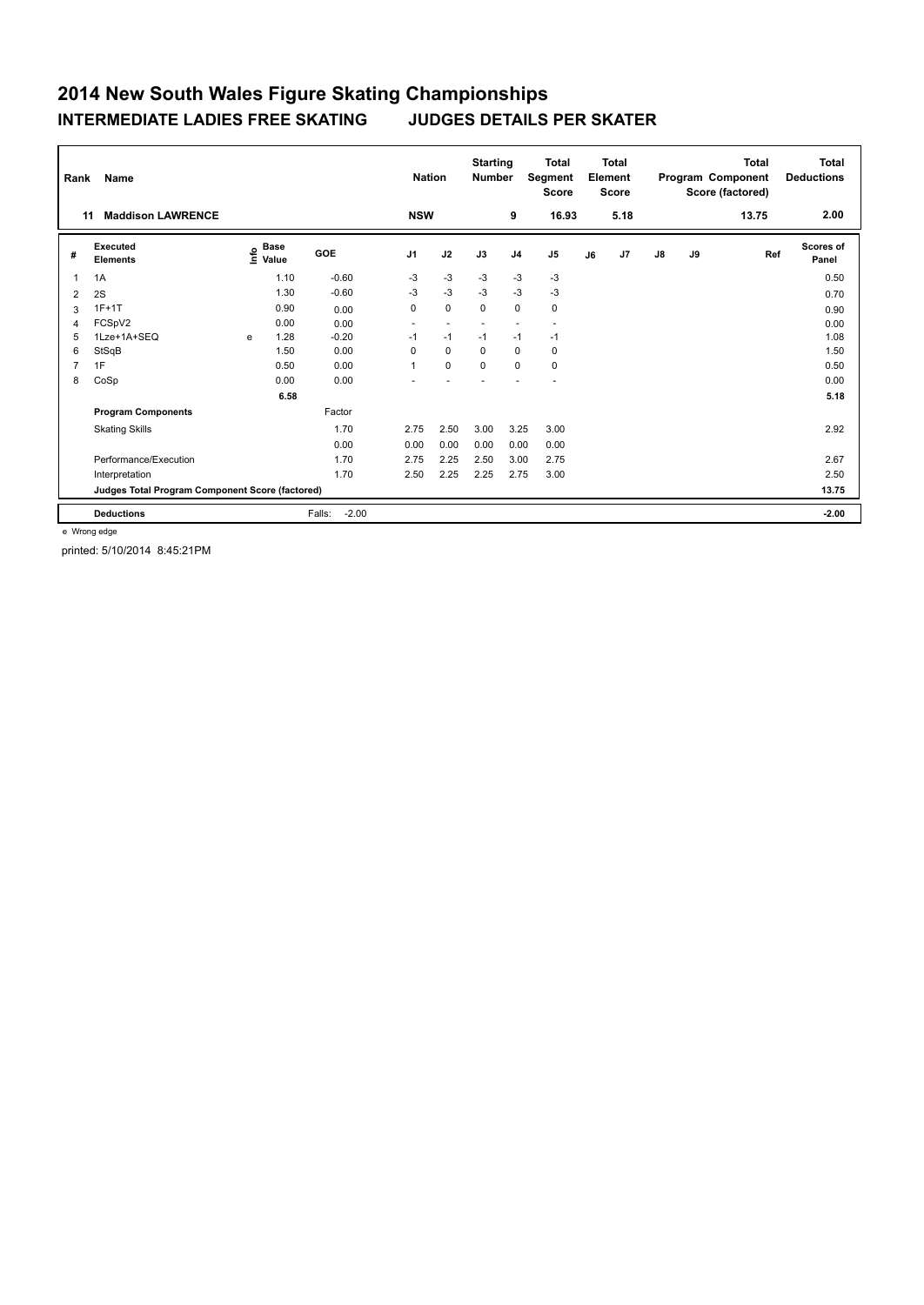# 2014 New South Wales Figure Skating Championships

## INTERMEDIATE LADIES FREE SKATING JUDGES DETAILS PER SKATER

| Rank | Name | Nation | Starting Number | Total Segment Score | Total Element Score | Total Program Component Score (factored) | Total Deductions |
|---|---|---|---|---|---|---|---|
| 11 | Maddison LAWRENCE | NSW | 9 | 16.93 | 5.18 | 13.75 | 2.00 |

| # | Executed Elements | Info | Base Value | GOE | J1 | J2 | J3 | J4 | J5 | J6 | J7 | J8 | J9 | Ref | Scores of Panel |
|---|---|---|---|---|---|---|---|---|---|---|---|---|---|---|---|
| 1 | 1A | | 1.10 | -0.60 | -3 | -3 | -3 | -3 | -3 | | | | | | 0.50 |
| 2 | 2S | | 1.30 | -0.60 | -3 | -3 | -3 | -3 | -3 | | | | | | 0.70 |
| 3 | 1F+1T | | 0.90 | 0.00 | 0 | 0 | 0 | 0 | 0 | | | | | | 0.90 |
| 4 | FCSpV2 | | 0.00 | 0.00 | - | - | - | - | - | | | | | | 0.00 |
| 5 | 1Lze+1A+SEQ | e | 1.28 | -0.20 | -1 | -1 | -1 | -1 | -1 | | | | | | 1.08 |
| 6 | StSqB | | 1.50 | 0.00 | 0 | 0 | 0 | 0 | 0 | | | | | | 1.50 |
| 7 | 1F | | 0.50 | 0.00 | 1 | 0 | 0 | 0 | 0 | | | | | | 0.50 |
| 8 | CoSp | | 0.00 | 0.00 | - | - | - | - | - | | | | | | 0.00 |
| | | | 6.58 | | | | | | | | | | | | 5.18 |
| | **Program Components** | | | Factor | | | | | | | | | | | |
| | Skating Skills | | | 1.70 | 2.75 | 2.50 | 3.00 | 3.25 | 3.00 | | | | | | 2.92 |
| | | | | 0.00 | 0.00 | 0.00 | 0.00 | 0.00 | 0.00 | | | | | | |
| | Performance/Execution | | | 1.70 | 2.75 | 2.25 | 2.50 | 3.00 | 2.75 | | | | | | 2.67 |
| | Interpretation | | | 1.70 | 2.50 | 2.25 | 2.25 | 2.75 | 3.00 | | | | | | 2.50 |
| | **Judges Total Program Component Score (factored)** | | | | | | | | | | | | | | 13.75 |
| | **Deductions** | | | Falls: -2.00 | | | | | | | | | | | -2.00 |

e Wrong edge

printed: 5/10/2014 8:45:21PM